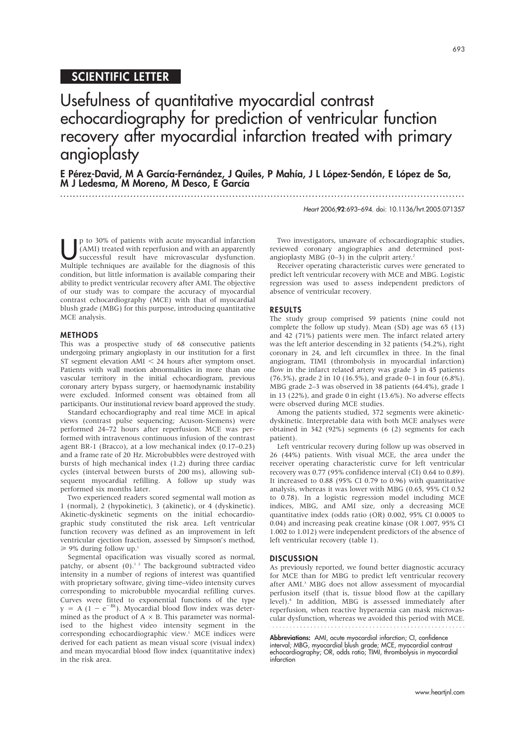SCIENTIFIC LETTER

# Usefulness of quantitative myocardial contrast echocardiography for prediction of ventricular function recovery after myocardial infarction treated with primary angioplasty

**E Pérez-David, M A García-Fernández, J Quiles, P Mahía, J L López-Sendón, E López de Sa, M J Ledesma, M Moreno, M Desco, E García**

*Heart* 2006;**92**:693–694. doi: 10.1136/hrt.2005.071357

Up to 30% of patients with acute myocardial infarction (AMI) treated with reperfusion and with an apparently successful result have microvascular dysfunction. Multiple techniques are available for the diagnosis of this condition, but little information is available comparing their ability to predict ventricular recovery after AMI. The objective of our study was to compare the accuracy of myocardial contrast echocardiography (MCE) with that of myocardial blush grade (MBG) for this purpose, introducing quantitative MCE analysis.

## METHODS

This was a prospective study of 68 consecutive patients undergoing primary angioplasty in our institution for a first ST segment elevation AMI $< 24$ hours after symptom onset. Patients with wall motion abnormalities in more than one vascular territory in the initial echocardiogram, previous coronary artery bypass surgery, or haemodynamic instability were excluded. Informed consent was obtained from all participants. Our institutional review board approved the study.

Standard echocardiography and real time MCE in apical views (contrast pulse sequencing; Acuson-Siemens) were performed 24–72 hours after reperfusion. MCE was performed with intravenous continuous infusion of the contrast agent BR-1 (Bracco), at a low mechanical index (0.17–0.23) and a frame rate of 20 Hz. Microbubbles were destroyed with bursts of high mechanical index (1.2) during three cardiac cycles (interval between bursts of 200 ms), allowing subsequent myocardial refilling. A follow up study was performed six months later.

Two experienced readers scored segmental wall motion as 1 (normal), 2 (hypokinetic), 3 (akinetic), or 4 (dyskinetic). Akinetic-dyskinetic segments on the initial echocardiographic study constituted the risk area. Left ventricular function recovery was defined as an improvement in left ventricular ejection fraction, assessed by Simpson's method, $\geq 9\%$ during follow up.[1]

Segmental opacification was visually scored as normal, patchy, or absent (0).[1 2] The background subtracted video intensity in a number of regions of interest was quantified with proprietary software, giving time–video intensity curves corresponding to microbubble myocardial refilling curves. Curves were fitted to exponential functions of the type $y = A(1 - e^{-Bt})$. Myocardial blood flow index was determined as the product of $A \times B$. This parameter was normalised to the highest video intensity segment in the corresponding echocardiographic view.[1] MCE indices were derived for each patient as mean visual score (visual index) and mean myocardial blood flow index (quantitative index) in the risk area.

Two investigators, unaware of echocardiographic studies, reviewed coronary angiographies and determined post-angioplasty MBG (0–3) in the culprit artery.[2]

Receiver operating characteristic curves were generated to predict left ventricular recovery with MCE and MBG. Logistic regression was used to assess independent predictors of absence of ventricular recovery.

## RESULTS

The study group comprised 59 patients (nine could not complete the follow up study). Mean (SD) age was 65 (13) and 42 (71%) patients were men. The infarct related artery was the left anterior descending in 32 patients (54.2%), right coronary in 24, and left circumflex in three. In the final angiogram, TIMI (thrombolysis in myocardial infarction) flow in the infarct related artery was grade 3 in 45 patients (76.3%), grade 2 in 10 (16.5%), and grade 0–1 in four (6.8%). MBG grade 2–3 was observed in 38 patients (64.4%), grade 1 in 13 (22%), and grade 0 in eight (13.6%). No adverse effects were observed during MCE studies.

Among the patients studied, 372 segments were akinetic-dyskinetic. Interpretable data with both MCE analyses were obtained in 342 (92%) segments (6 (2) segments for each patient).

Left ventricular recovery during follow up was observed in 26 (44%) patients. With visual MCE, the area under the receiver operating characteristic curve for left ventricular recovery was 0.77 (95% confidence interval (CI) 0.64 to 0.89). It increased to 0.88 (95% CI 0.79 to 0.96) with quantitative analysis, whereas it was lower with MBG (0.65, 95% CI 0.52 to 0.78). In a logistic regression model including MCE indices, MBG, and AMI size, only a decreasing MCE quantitative index (odds ratio (OR) 0.002, 95% CI 0.0005 to 0.04) and increasing peak creatine kinase (OR 1.007, 95% CI 1.002 to 1.012) were independent predictors of the absence of left ventricular recovery (table 1).

## DISCUSSION

As previously reported, we found better diagnostic accuracy for MCE than for MBG to predict left ventricular recovery after AMI.[3] MBG does not allow assessment of myocardial perfusion itself (that is, tissue blood flow at the capillary level).[4] In addition, MBG is assessed immediately after reperfusion, when reactive hyperaemia can mask microvascular dysfunction, whereas we avoided this period with MCE.

**Abbreviations:** AMI, acute myocardial infarction; CI, confidence interval; MBG, myocardial blush grade; MCE, myocardial contrast echocardiography; OR, odds ratio; TIMI, thrombolysis in myocardial infarction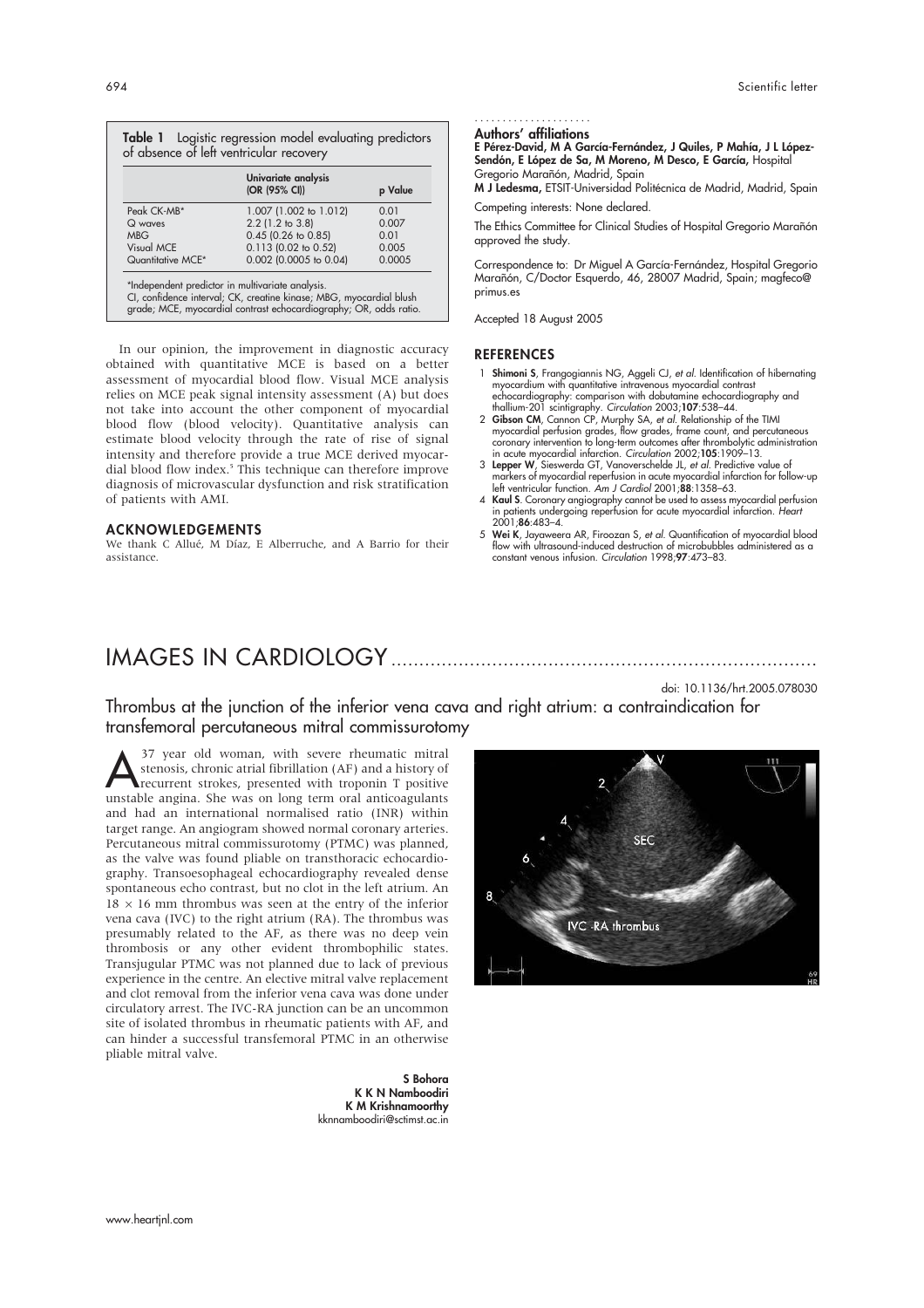**Table 1** Logistic regression model evaluating predictors of absence of left ventricular recovery

| | Univariate analysis (OR (95% CI)) | p Value |
|---|---|---|
| Peak CK-MB* | 1.007 (1.002 to 1.012) | 0.01 |
| Q waves | 2.2 (1.2 to 3.8) | 0.007 |
| MBG | 0.45 (0.26 to 0.85) | 0.01 |
| Visual MCE | 0.113 (0.02 to 0.52) | 0.005 |
| Quantitative MCE* | 0.002 (0.0005 to 0.04) | 0.0005 |

*Independent predictor in multivariate analysis.
CI, confidence interval; CK, creatine kinase; MBG, myocardial blush grade; MCE, myocardial contrast echocardiography; OR, odds ratio.

In our opinion, the improvement in diagnostic accuracy obtained with quantitative MCE is based on a better assessment of myocardial blood flow. Visual MCE analysis relies on MCE peak signal intensity assessment (A) but does not take into account the other component of myocardial blood flow (blood velocity). Quantitative analysis can estimate blood velocity through the rate of rise of signal intensity and therefore provide a true MCE derived myocardial blood flow index.[5] This technique can therefore improve diagnosis of microvascular dysfunction and risk stratification of patients with AMI.

## ACKNOWLEDGEMENTS

We thank C Allué, M Díaz, E Alberruche, and A Barrio for their assistance.

## Authors' affiliations

**E Pérez-David, M A García-Fernández, J Quiles, P Mahía, J L López-Sendón, E López de Sa, M Moreno, M Desco, E García,** Hospital Gregorio Marañón, Madrid, Spain
**M J Ledesma,** ETSIT-Universidad Politécnica de Madrid, Madrid, Spain

Competing interests: None declared.

The Ethics Committee for Clinical Studies of Hospital Gregorio Marañón approved the study.

Correspondence to: Dr Miguel A García-Fernández, Hospital Gregorio Marañón, C/Doctor Esquerdo, 46, 28007 Madrid, Spain; magfeco@primus.es

Accepted 18 August 2005

## REFERENCES

1. **Shimoni S**, Frangogiannis NG, Aggeli CJ, *et al*. Identification of hibernating myocardium with quantitative intravenous myocardial contrast echocardiography: comparison with dobutamine echocardiography and thallium-201 scintigraphy. *Circulation* 2003;**107**:538–44.
2. **Gibson CM**, Cannon CP, Murphy SA, *et al*. Relationship of the TIMI myocardial perfusion grades, flow grades, frame count, and percutaneous coronary intervention to long-term outcomes after thrombolytic administration in acute myocardial infarction. *Circulation* 2002;**105**:1909–13.
3. **Lepper W**, Sieswerda GT, Vanoverschelde JL, *et al*. Predictive value of markers of myocardial reperfusion in acute myocardial infarction for follow-up left ventricular function. *Am J Cardiol* 2001;**88**:1358–63.
4. **Kaul S**. Coronary angiography cannot be used to assess myocardial perfusion in patients undergoing reperfusion for acute myocardial infarction. *Heart* 2001;**86**:483–4.
5. **Wei K**, Jayaweera AR, Firoozan S, *et al*. Quantification of myocardial blood flow with ultrasound-induced destruction of microbubbles administered as a constant venous infusion. *Circulation* 1998;**97**:473–83.

# IMAGES IN CARDIOLOGY

doi: 10.1136/hrt.2005.078030

## Thrombus at the junction of the inferior vena cava and right atrium: a contraindication for transfemoral percutaneous mitral commissurotomy

A 37 year old woman, with severe rheumatic mitral stenosis, chronic atrial fibrillation (AF) and a history of recurrent strokes, presented with troponin T positive unstable angina. She was on long term oral anticoagulants and had an international normalised ratio (INR) within target range. An angiogram showed normal coronary arteries. Percutaneous mitral commissurotomy (PTMC) was planned, as the valve was found pliable on transthoracic echocardiography. Transoesophageal echocardiography revealed dense spontaneous echo contrast, but no clot in the left atrium. An $18 \times 16$ mm thrombus was seen at the entry of the inferior vena cava (IVC) to the right atrium (RA). The thrombus was presumably related to the AF, as there was no deep vein thrombosis or any other evident thrombophilic states. Transjugular PTMC was not planned due to lack of previous experience in the centre. An elective mitral valve replacement and clot removal from the inferior vena cava was done under circulatory arrest. The IVC-RA junction can be an uncommon site of isolated thrombus in rheumatic patients with AF, and can hinder a successful transfemoral PTMC in an otherwise pliable mitral valve.

V
2
4
6
8
SEC
IVC -RA thrombus
111
69
HR

**S Bohora**
**K K N Namboodiri**
**K M Krishnamoorthy**
kknnamboodiri@sctimst.ac.in